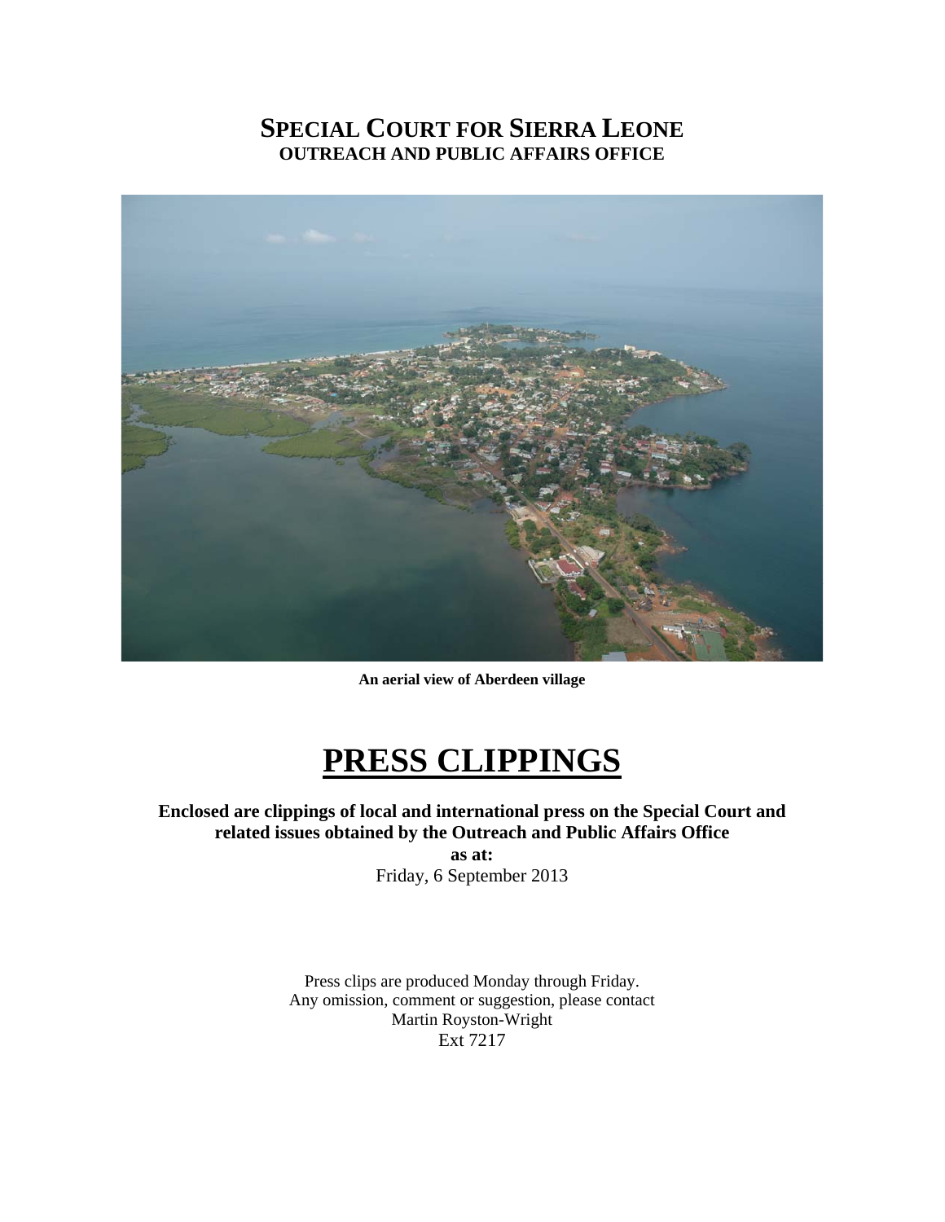# SPECIAL COURT FOR SIERRA LEONE
**OUTREACH AND PUBLIC AFFAIRS OFFICE**

**An aerial view of Aberdeen village**

# PRESS CLIPPINGS

**Enclosed are clippings of local and international press on the Special Court and related issues obtained by the Outreach and Public Affairs Office**

**as at:**

Friday, 6 September 2013

Press clips are produced Monday through Friday.
Any omission, comment or suggestion, please contact
Martin Royston-Wright
Ext 7217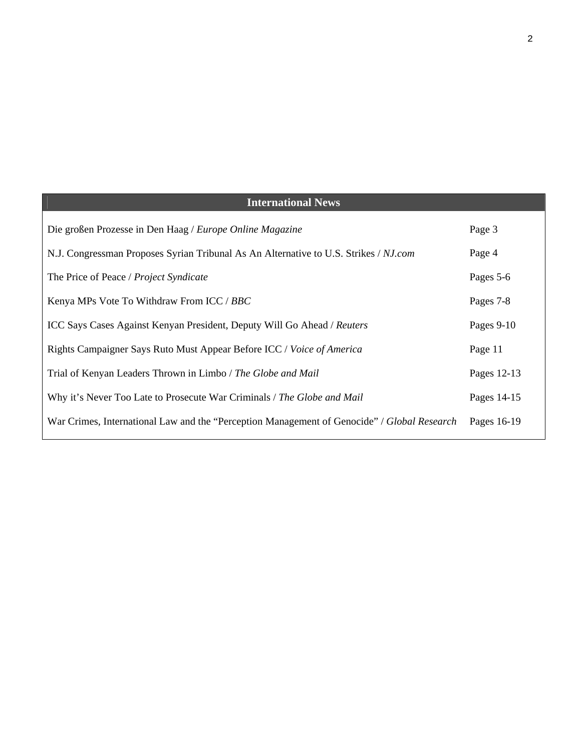| International News | |
|---|---|
| Die großen Prozesse in Den Haag / *Europe Online Magazine* | Page 3 |
| N.J. Congressman Proposes Syrian Tribunal As An Alternative to U.S. Strikes / *NJ.com* | Page 4 |
| The Price of Peace / *Project Syndicate* | Pages 5-6 |
| Kenya MPs Vote To Withdraw From ICC / *BBC* | Pages 7-8 |
| ICC Says Cases Against Kenyan President, Deputy Will Go Ahead / *Reuters* | Pages 9-10 |
| Rights Campaigner Says Ruto Must Appear Before ICC / *Voice of America* | Page 11 |
| Trial of Kenyan Leaders Thrown in Limbo / *The Globe and Mail* | Pages 12-13 |
| Why it's Never Too Late to Prosecute War Criminals / *The Globe and Mail* | Pages 14-15 |
| War Crimes, International Law and the "Perception Management of Genocide" / *Global Research* | Pages 16-19 |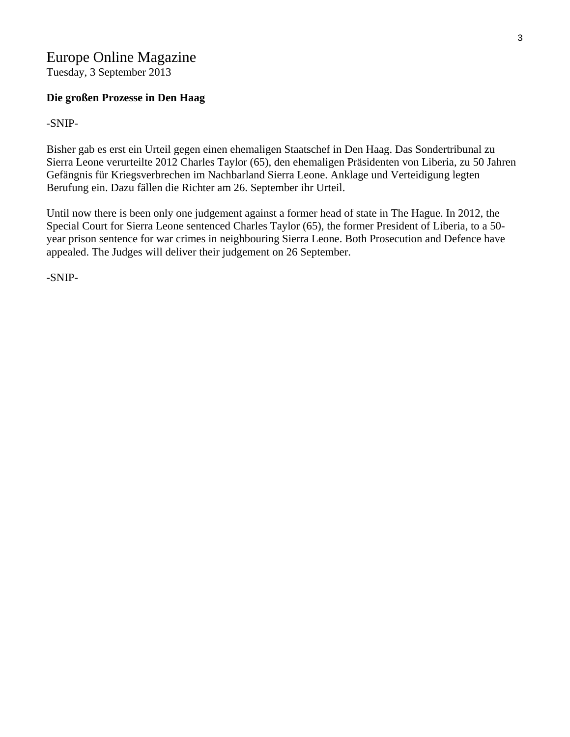# Europe Online Magazine

Tuesday, 3 September 2013

**Die großen Prozesse in Den Haag**

-SNIP-

Bisher gab es erst ein Urteil gegen einen ehemaligen Staatschef in Den Haag. Das Sondertribunal zu Sierra Leone verurteilte 2012 Charles Taylor (65), den ehemaligen Präsidenten von Liberia, zu 50 Jahren Gefängnis für Kriegsverbrechen im Nachbarland Sierra Leone. Anklage und Verteidigung legten Berufung ein. Dazu fällen die Richter am 26. September ihr Urteil.

Until now there is been only one judgement against a former head of state in The Hague. In 2012, the Special Court for Sierra Leone sentenced Charles Taylor (65), the former President of Liberia, to a 50-year prison sentence for war crimes in neighbouring Sierra Leone. Both Prosecution and Defence have appealed. The Judges will deliver their judgement on 26 September.

-SNIP-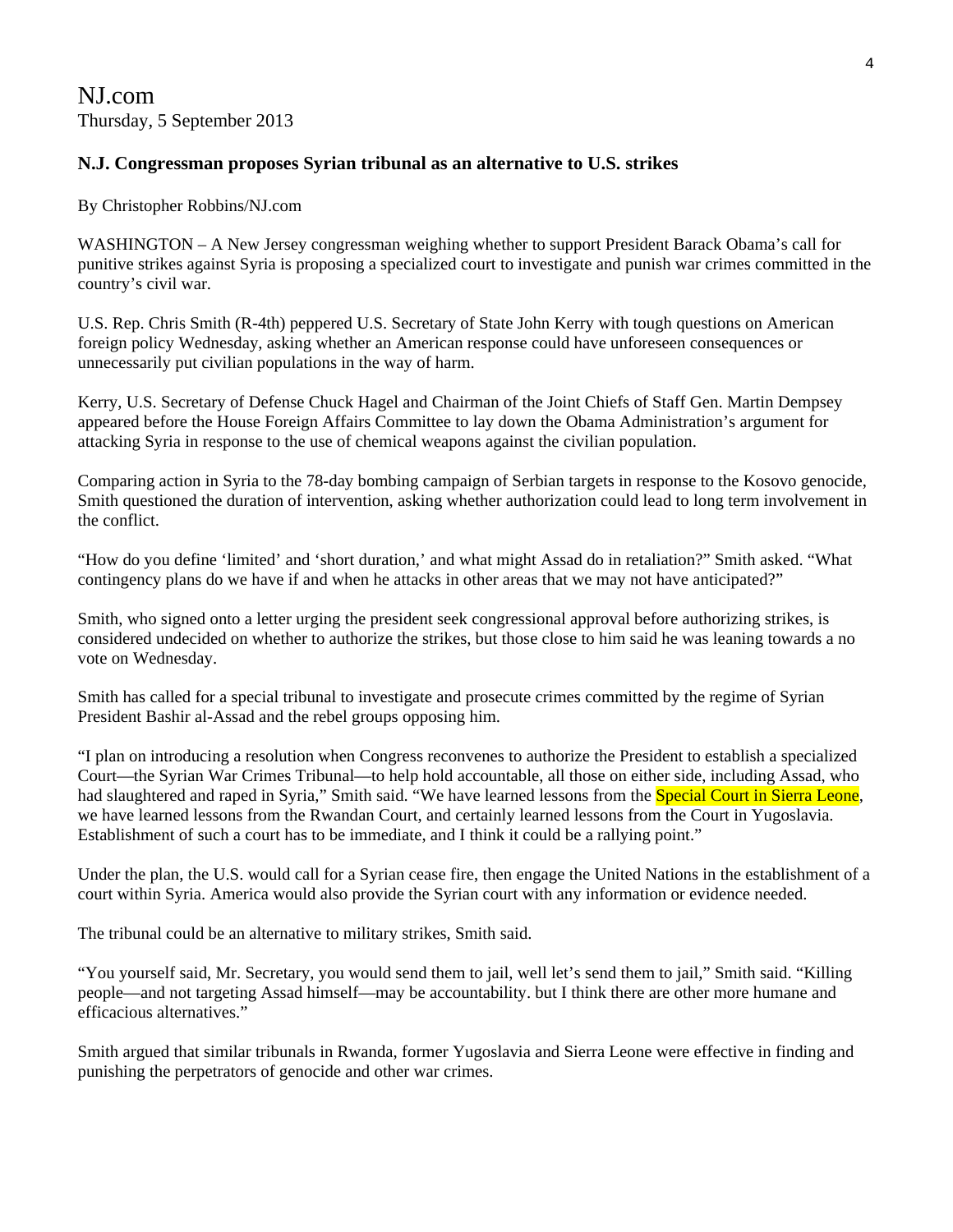NJ.com
Thursday, 5 September 2013

### N.J. Congressman proposes Syrian tribunal as an alternative to U.S. strikes

By Christopher Robbins/NJ.com

WASHINGTON – A New Jersey congressman weighing whether to support President Barack Obama's call for punitive strikes against Syria is proposing a specialized court to investigate and punish war crimes committed in the country's civil war.

U.S. Rep. Chris Smith (R-4th) peppered U.S. Secretary of State John Kerry with tough questions on American foreign policy Wednesday, asking whether an American response could have unforeseen consequences or unnecessarily put civilian populations in the way of harm.

Kerry, U.S. Secretary of Defense Chuck Hagel and Chairman of the Joint Chiefs of Staff Gen. Martin Dempsey appeared before the House Foreign Affairs Committee to lay down the Obama Administration's argument for attacking Syria in response to the use of chemical weapons against the civilian population.

Comparing action in Syria to the 78-day bombing campaign of Serbian targets in response to the Kosovo genocide, Smith questioned the duration of intervention, asking whether authorization could lead to long term involvement in the conflict.

"How do you define 'limited' and 'short duration,' and what might Assad do in retaliation?" Smith asked. "What contingency plans do we have if and when he attacks in other areas that we may not have anticipated?"

Smith, who signed onto a letter urging the president seek congressional approval before authorizing strikes, is considered undecided on whether to authorize the strikes, but those close to him said he was leaning towards a no vote on Wednesday.

Smith has called for a special tribunal to investigate and prosecute crimes committed by the regime of Syrian President Bashir al-Assad and the rebel groups opposing him.

"I plan on introducing a resolution when Congress reconvenes to authorize the President to establish a specialized Court—the Syrian War Crimes Tribunal—to help hold accountable, all those on either side, including Assad, who had slaughtered and raped in Syria," Smith said. "We have learned lessons from the Special Court in Sierra Leone, we have learned lessons from the Rwandan Court, and certainly learned lessons from the Court in Yugoslavia. Establishment of such a court has to be immediate, and I think it could be a rallying point."

Under the plan, the U.S. would call for a Syrian cease fire, then engage the United Nations in the establishment of a court within Syria. America would also provide the Syrian court with any information or evidence needed.

The tribunal could be an alternative to military strikes, Smith said.

"You yourself said, Mr. Secretary, you would send them to jail, well let's send them to jail," Smith said. "Killing people—and not targeting Assad himself—may be accountability. but I think there are other more humane and efficacious alternatives."

Smith argued that similar tribunals in Rwanda, former Yugoslavia and Sierra Leone were effective in finding and punishing the perpetrators of genocide and other war crimes.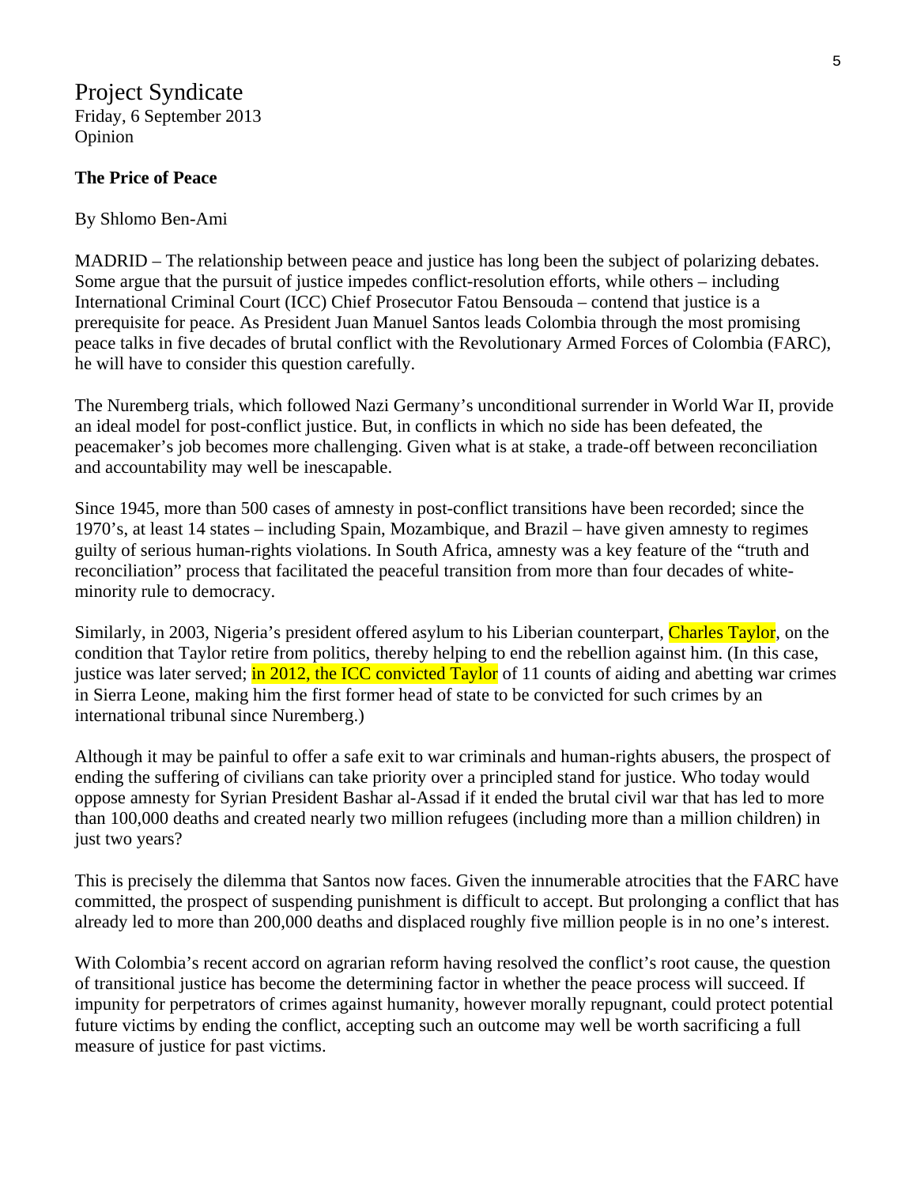Project Syndicate
Friday, 6 September 2013
Opinion

**The Price of Peace**

By Shlomo Ben-Ami

MADRID – The relationship between peace and justice has long been the subject of polarizing debates. Some argue that the pursuit of justice impedes conflict-resolution efforts, while others – including International Criminal Court (ICC) Chief Prosecutor Fatou Bensouda – contend that justice is a prerequisite for peace. As President Juan Manuel Santos leads Colombia through the most promising peace talks in five decades of brutal conflict with the Revolutionary Armed Forces of Colombia (FARC), he will have to consider this question carefully.

The Nuremberg trials, which followed Nazi Germany's unconditional surrender in World War II, provide an ideal model for post-conflict justice. But, in conflicts in which no side has been defeated, the peacemaker's job becomes more challenging. Given what is at stake, a trade-off between reconciliation and accountability may well be inescapable.

Since 1945, more than 500 cases of amnesty in post-conflict transitions have been recorded; since the 1970's, at least 14 states – including Spain, Mozambique, and Brazil – have given amnesty to regimes guilty of serious human-rights violations. In South Africa, amnesty was a key feature of the "truth and reconciliation" process that facilitated the peaceful transition from more than four decades of white-minority rule to democracy.

Similarly, in 2003, Nigeria's president offered asylum to his Liberian counterpart, Charles Taylor, on the condition that Taylor retire from politics, thereby helping to end the rebellion against him. (In this case, justice was later served; in 2012, the ICC convicted Taylor of 11 counts of aiding and abetting war crimes in Sierra Leone, making him the first former head of state to be convicted for such crimes by an international tribunal since Nuremberg.)

Although it may be painful to offer a safe exit to war criminals and human-rights abusers, the prospect of ending the suffering of civilians can take priority over a principled stand for justice. Who today would oppose amnesty for Syrian President Bashar al-Assad if it ended the brutal civil war that has led to more than 100,000 deaths and created nearly two million refugees (including more than a million children) in just two years?

This is precisely the dilemma that Santos now faces. Given the innumerable atrocities that the FARC have committed, the prospect of suspending punishment is difficult to accept. But prolonging a conflict that has already led to more than 200,000 deaths and displaced roughly five million people is in no one's interest.

With Colombia's recent accord on agrarian reform having resolved the conflict's root cause, the question of transitional justice has become the determining factor in whether the peace process will succeed. If impunity for perpetrators of crimes against humanity, however morally repugnant, could protect potential future victims by ending the conflict, accepting such an outcome may well be worth sacrificing a full measure of justice for past victims.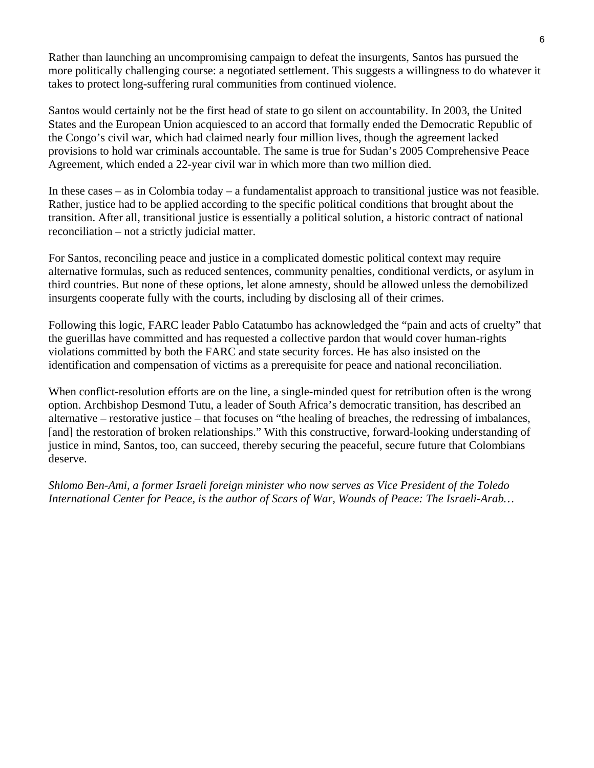Rather than launching an uncompromising campaign to defeat the insurgents, Santos has pursued the more politically challenging course: a negotiated settlement. This suggests a willingness to do whatever it takes to protect long-suffering rural communities from continued violence.

Santos would certainly not be the first head of state to go silent on accountability. In 2003, the United States and the European Union acquiesced to an accord that formally ended the Democratic Republic of the Congo's civil war, which had claimed nearly four million lives, though the agreement lacked provisions to hold war criminals accountable. The same is true for Sudan's 2005 Comprehensive Peace Agreement, which ended a 22-year civil war in which more than two million died.

In these cases – as in Colombia today – a fundamentalist approach to transitional justice was not feasible. Rather, justice had to be applied according to the specific political conditions that brought about the transition. After all, transitional justice is essentially a political solution, a historic contract of national reconciliation – not a strictly judicial matter.

For Santos, reconciling peace and justice in a complicated domestic political context may require alternative formulas, such as reduced sentences, community penalties, conditional verdicts, or asylum in third countries. But none of these options, let alone amnesty, should be allowed unless the demobilized insurgents cooperate fully with the courts, including by disclosing all of their crimes.

Following this logic, FARC leader Pablo Catatumbo has acknowledged the "pain and acts of cruelty" that the guerillas have committed and has requested a collective pardon that would cover human-rights violations committed by both the FARC and state security forces. He has also insisted on the identification and compensation of victims as a prerequisite for peace and national reconciliation.

When conflict-resolution efforts are on the line, a single-minded quest for retribution often is the wrong option. Archbishop Desmond Tutu, a leader of South Africa's democratic transition, has described an alternative – restorative justice – that focuses on "the healing of breaches, the redressing of imbalances, [and] the restoration of broken relationships." With this constructive, forward-looking understanding of justice in mind, Santos, too, can succeed, thereby securing the peaceful, secure future that Colombians deserve.

*Shlomo Ben-Ami, a former Israeli foreign minister who now serves as Vice President of the Toledo International Center for Peace, is the author of Scars of War, Wounds of Peace: The Israeli-Arab…*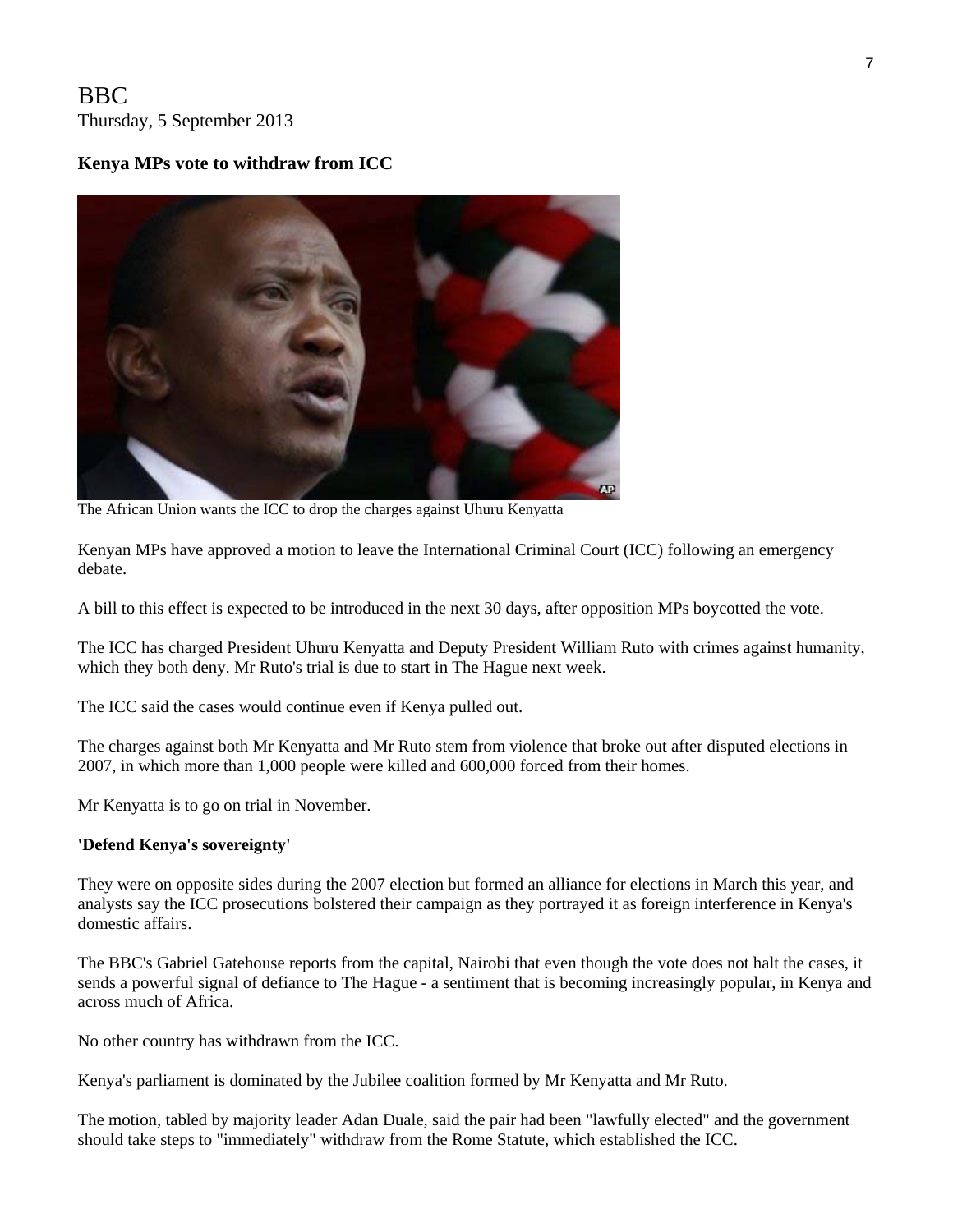BBC
Thursday, 5 September 2013

### Kenya MPs vote to withdraw from ICC

The African Union wants the ICC to drop the charges against Uhuru Kenyatta

Kenyan MPs have approved a motion to leave the International Criminal Court (ICC) following an emergency debate.

A bill to this effect is expected to be introduced in the next 30 days, after opposition MPs boycotted the vote.

The ICC has charged President Uhuru Kenyatta and Deputy President William Ruto with crimes against humanity, which they both deny. Mr Ruto's trial is due to start in The Hague next week.

The ICC said the cases would continue even if Kenya pulled out.

The charges against both Mr Kenyatta and Mr Ruto stem from violence that broke out after disputed elections in 2007, in which more than 1,000 people were killed and 600,000 forced from their homes.

Mr Kenyatta is to go on trial in November.

**'Defend Kenya's sovereignty'**

They were on opposite sides during the 2007 election but formed an alliance for elections in March this year, and analysts say the ICC prosecutions bolstered their campaign as they portrayed it as foreign interference in Kenya's domestic affairs.

The BBC's Gabriel Gatehouse reports from the capital, Nairobi that even though the vote does not halt the cases, it sends a powerful signal of defiance to The Hague - a sentiment that is becoming increasingly popular, in Kenya and across much of Africa.

No other country has withdrawn from the ICC.

Kenya's parliament is dominated by the Jubilee coalition formed by Mr Kenyatta and Mr Ruto.

The motion, tabled by majority leader Adan Duale, said the pair had been "lawfully elected" and the government should take steps to "immediately" withdraw from the Rome Statute, which established the ICC.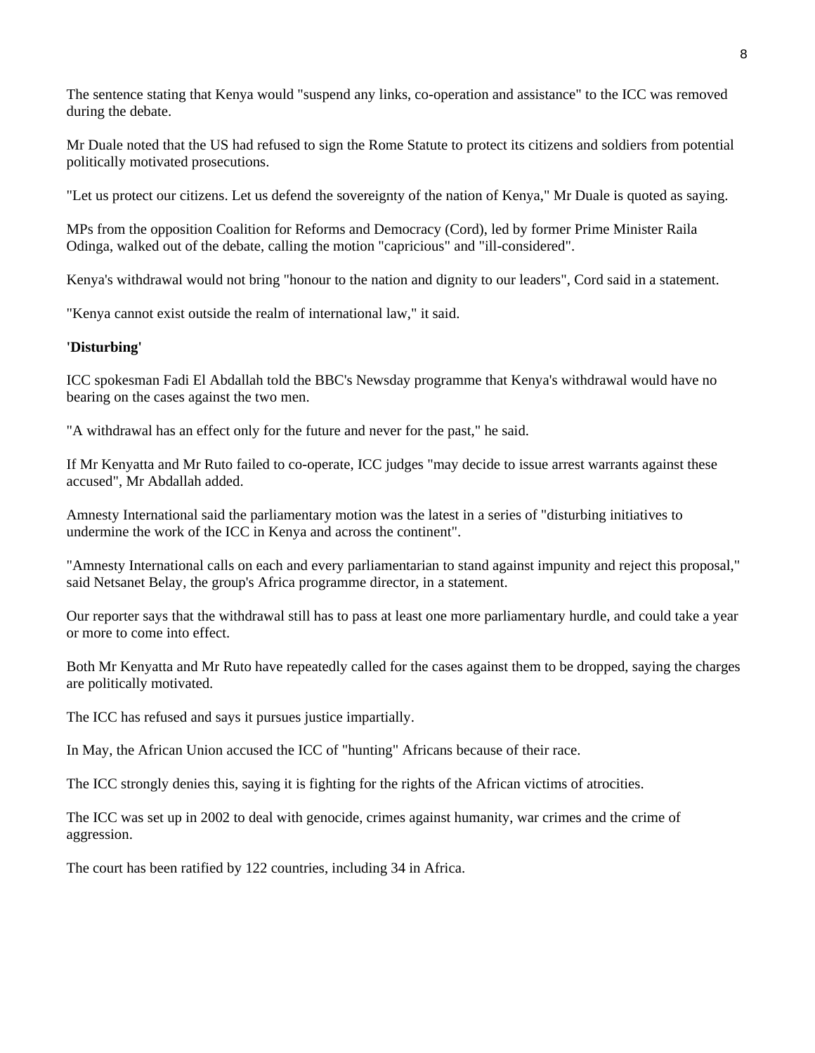The sentence stating that Kenya would "suspend any links, co-operation and assistance" to the ICC was removed during the debate.

Mr Duale noted that the US had refused to sign the Rome Statute to protect its citizens and soldiers from potential politically motivated prosecutions.

"Let us protect our citizens. Let us defend the sovereignty of the nation of Kenya," Mr Duale is quoted as saying.

MPs from the opposition Coalition for Reforms and Democracy (Cord), led by former Prime Minister Raila Odinga, walked out of the debate, calling the motion "capricious" and "ill-considered".

Kenya's withdrawal would not bring "honour to the nation and dignity to our leaders", Cord said in a statement.

"Kenya cannot exist outside the realm of international law," it said.

**'Disturbing'**

ICC spokesman Fadi El Abdallah told the BBC's Newsday programme that Kenya's withdrawal would have no bearing on the cases against the two men.

"A withdrawal has an effect only for the future and never for the past," he said.

If Mr Kenyatta and Mr Ruto failed to co-operate, ICC judges "may decide to issue arrest warrants against these accused", Mr Abdallah added.

Amnesty International said the parliamentary motion was the latest in a series of "disturbing initiatives to undermine the work of the ICC in Kenya and across the continent".

"Amnesty International calls on each and every parliamentarian to stand against impunity and reject this proposal," said Netsanet Belay, the group's Africa programme director, in a statement.

Our reporter says that the withdrawal still has to pass at least one more parliamentary hurdle, and could take a year or more to come into effect.

Both Mr Kenyatta and Mr Ruto have repeatedly called for the cases against them to be dropped, saying the charges are politically motivated.

The ICC has refused and says it pursues justice impartially.

In May, the African Union accused the ICC of "hunting" Africans because of their race.

The ICC strongly denies this, saying it is fighting for the rights of the African victims of atrocities.

The ICC was set up in 2002 to deal with genocide, crimes against humanity, war crimes and the crime of aggression.

The court has been ratified by 122 countries, including 34 in Africa.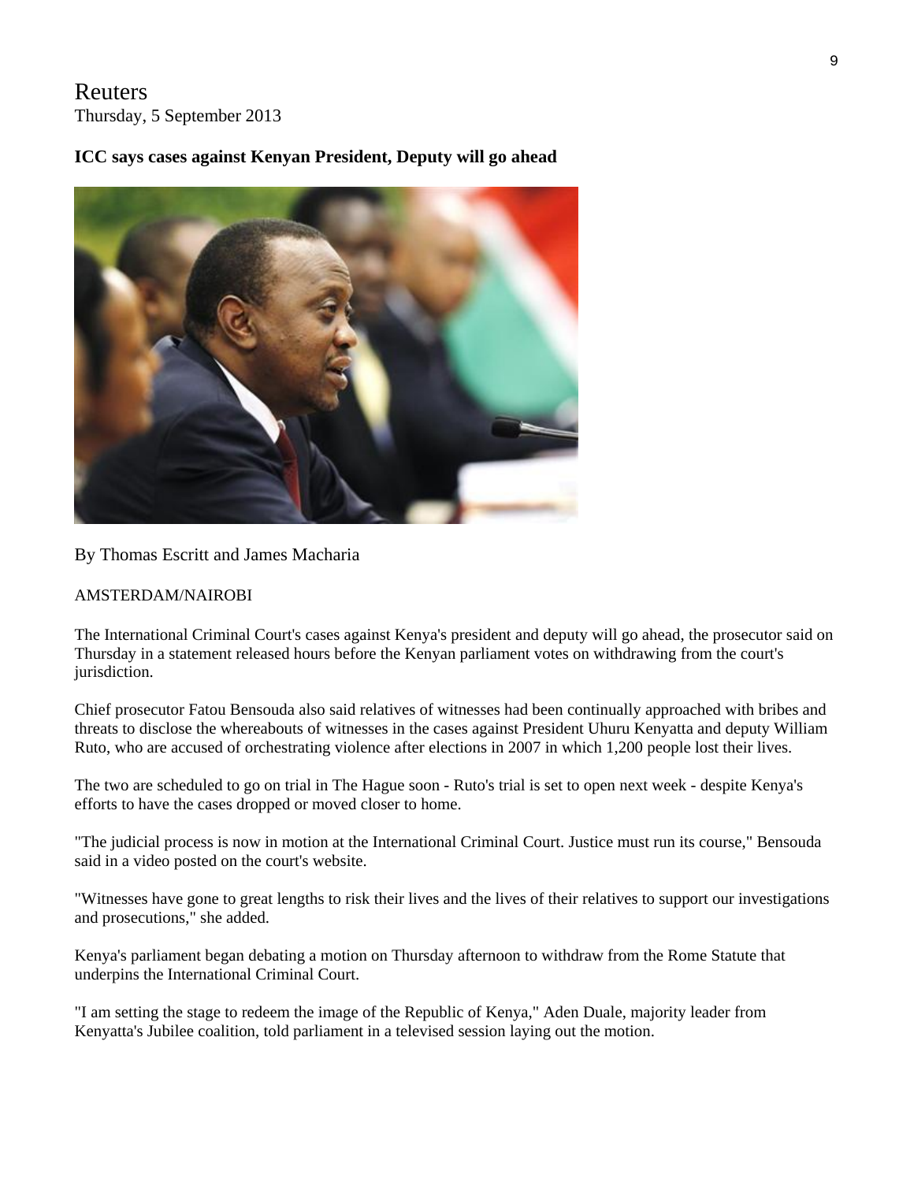Reuters
Thursday, 5 September 2013

**ICC says cases against Kenyan President, Deputy will go ahead**

By Thomas Escritt and James Macharia

AMSTERDAM/NAIROBI

The International Criminal Court's cases against Kenya's president and deputy will go ahead, the prosecutor said on Thursday in a statement released hours before the Kenyan parliament votes on withdrawing from the court's jurisdiction.

Chief prosecutor Fatou Bensouda also said relatives of witnesses had been continually approached with bribes and threats to disclose the whereabouts of witnesses in the cases against President Uhuru Kenyatta and deputy William Ruto, who are accused of orchestrating violence after elections in 2007 in which 1,200 people lost their lives.

The two are scheduled to go on trial in The Hague soon - Ruto's trial is set to open next week - despite Kenya's efforts to have the cases dropped or moved closer to home.

"The judicial process is now in motion at the International Criminal Court. Justice must run its course," Bensouda said in a video posted on the court's website.

"Witnesses have gone to great lengths to risk their lives and the lives of their relatives to support our investigations and prosecutions," she added.

Kenya's parliament began debating a motion on Thursday afternoon to withdraw from the Rome Statute that underpins the International Criminal Court.

"I am setting the stage to redeem the image of the Republic of Kenya," Aden Duale, majority leader from Kenyatta's Jubilee coalition, told parliament in a televised session laying out the motion.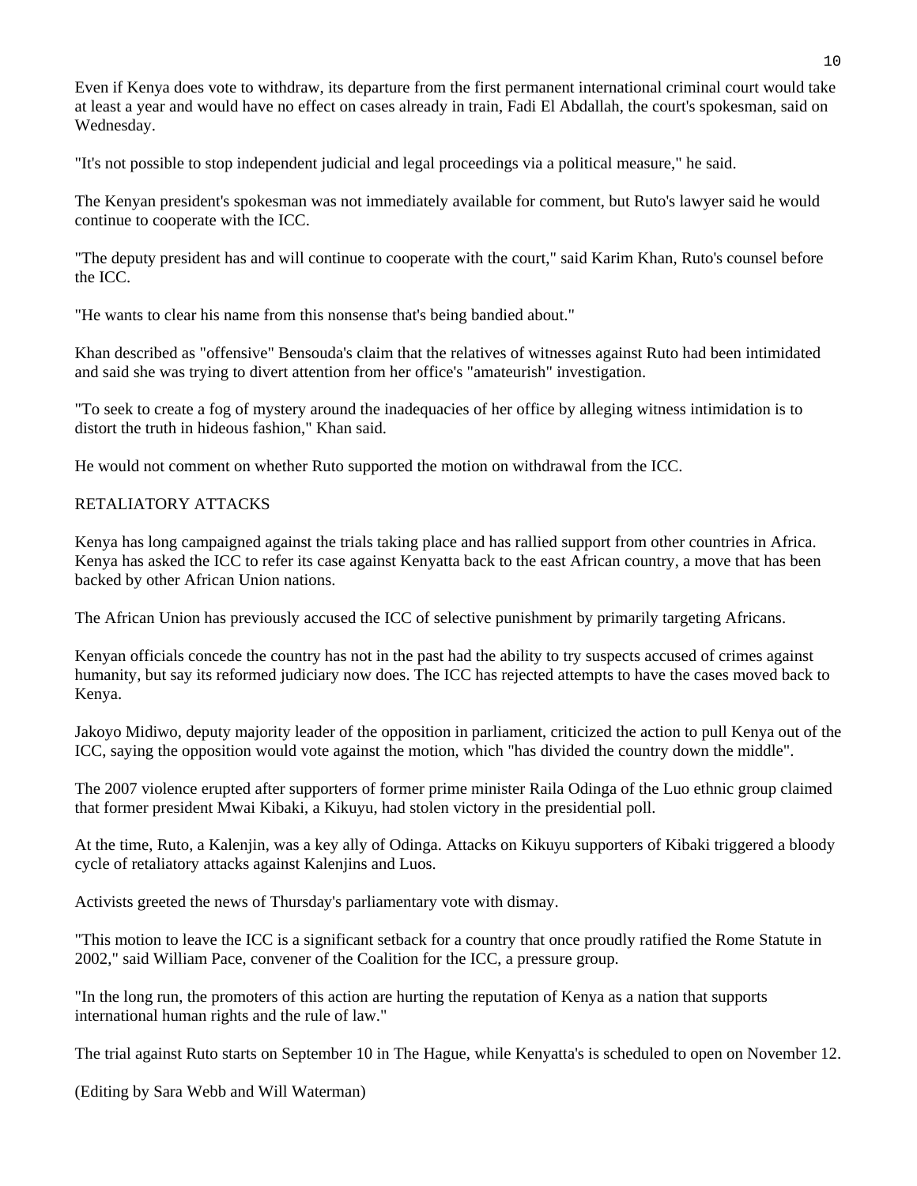Even if Kenya does vote to withdraw, its departure from the first permanent international criminal court would take at least a year and would have no effect on cases already in train, Fadi El Abdallah, the court's spokesman, said on Wednesday.

"It's not possible to stop independent judicial and legal proceedings via a political measure," he said.

The Kenyan president's spokesman was not immediately available for comment, but Ruto's lawyer said he would continue to cooperate with the ICC.

"The deputy president has and will continue to cooperate with the court," said Karim Khan, Ruto's counsel before the ICC.

"He wants to clear his name from this nonsense that's being bandied about."

Khan described as "offensive" Bensouda's claim that the relatives of witnesses against Ruto had been intimidated and said she was trying to divert attention from her office's "amateurish" investigation.

"To seek to create a fog of mystery around the inadequacies of her office by alleging witness intimidation is to distort the truth in hideous fashion," Khan said.

He would not comment on whether Ruto supported the motion on withdrawal from the ICC.

## RETALIATORY ATTACKS

Kenya has long campaigned against the trials taking place and has rallied support from other countries in Africa. Kenya has asked the ICC to refer its case against Kenyatta back to the east African country, a move that has been backed by other African Union nations.

The African Union has previously accused the ICC of selective punishment by primarily targeting Africans.

Kenyan officials concede the country has not in the past had the ability to try suspects accused of crimes against humanity, but say its reformed judiciary now does. The ICC has rejected attempts to have the cases moved back to Kenya.

Jakoyo Midiwo, deputy majority leader of the opposition in parliament, criticized the action to pull Kenya out of the ICC, saying the opposition would vote against the motion, which "has divided the country down the middle".

The 2007 violence erupted after supporters of former prime minister Raila Odinga of the Luo ethnic group claimed that former president Mwai Kibaki, a Kikuyu, had stolen victory in the presidential poll.

At the time, Ruto, a Kalenjin, was a key ally of Odinga. Attacks on Kikuyu supporters of Kibaki triggered a bloody cycle of retaliatory attacks against Kalenjins and Luos.

Activists greeted the news of Thursday's parliamentary vote with dismay.

"This motion to leave the ICC is a significant setback for a country that once proudly ratified the Rome Statute in 2002," said William Pace, convener of the Coalition for the ICC, a pressure group.

"In the long run, the promoters of this action are hurting the reputation of Kenya as a nation that supports international human rights and the rule of law."

The trial against Ruto starts on September 10 in The Hague, while Kenyatta's is scheduled to open on November 12.

(Editing by Sara Webb and Will Waterman)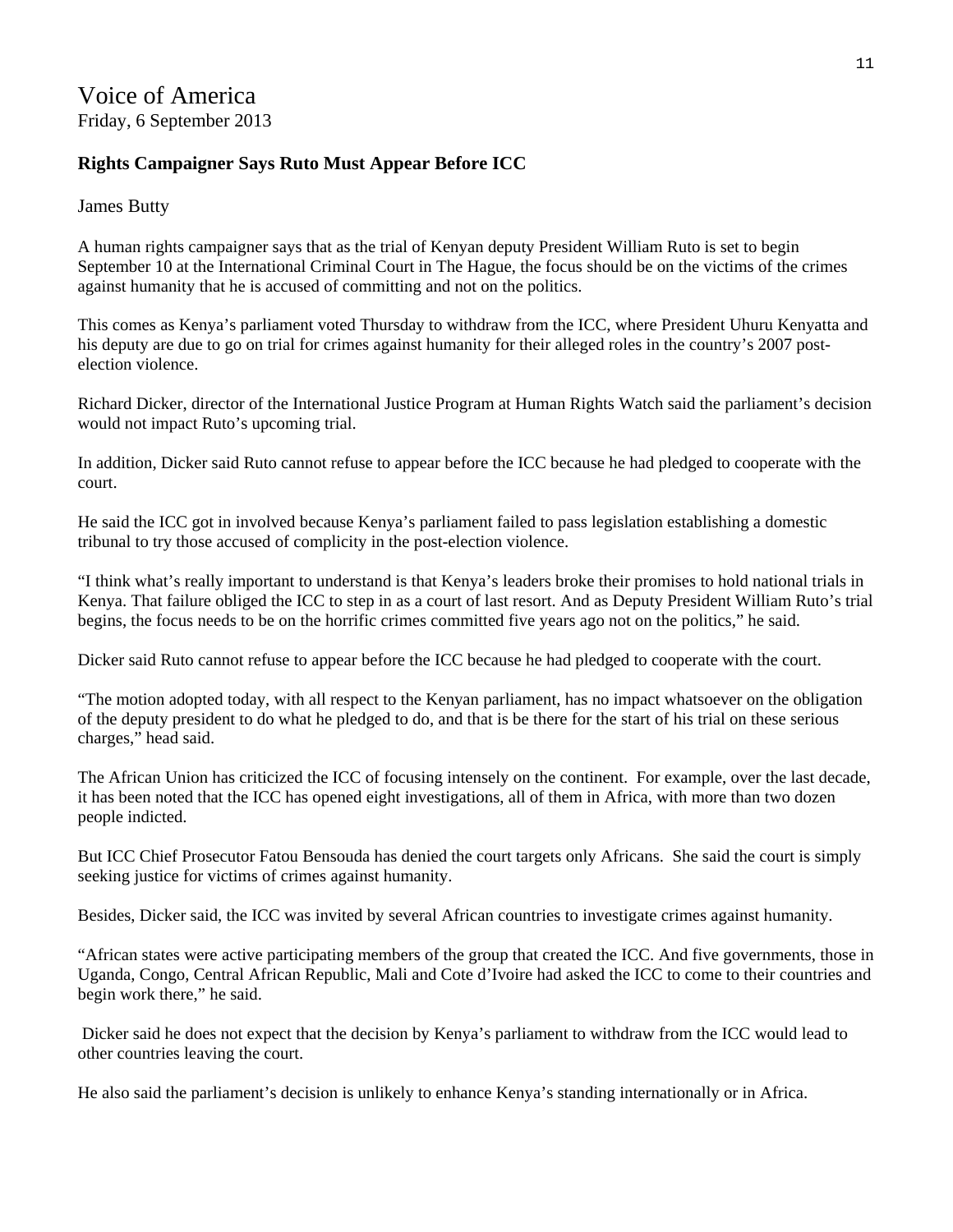# Voice of America

Friday, 6 September 2013

**Rights Campaigner Says Ruto Must Appear Before ICC**

James Butty

A human rights campaigner says that as the trial of Kenyan deputy President William Ruto is set to begin September 10 at the International Criminal Court in The Hague, the focus should be on the victims of the crimes against humanity that he is accused of committing and not on the politics.

This comes as Kenya's parliament voted Thursday to withdraw from the ICC, where President Uhuru Kenyatta and his deputy are due to go on trial for crimes against humanity for their alleged roles in the country's 2007 post-election violence.

Richard Dicker, director of the International Justice Program at Human Rights Watch said the parliament's decision would not impact Ruto's upcoming trial.

In addition, Dicker said Ruto cannot refuse to appear before the ICC because he had pledged to cooperate with the court.

He said the ICC got in involved because Kenya's parliament failed to pass legislation establishing a domestic tribunal to try those accused of complicity in the post-election violence.

"I think what's really important to understand is that Kenya's leaders broke their promises to hold national trials in Kenya. That failure obliged the ICC to step in as a court of last resort. And as Deputy President William Ruto's trial begins, the focus needs to be on the horrific crimes committed five years ago not on the politics," he said.

Dicker said Ruto cannot refuse to appear before the ICC because he had pledged to cooperate with the court.

"The motion adopted today, with all respect to the Kenyan parliament, has no impact whatsoever on the obligation of the deputy president to do what he pledged to do, and that is be there for the start of his trial on these serious charges," head said.

The African Union has criticized the ICC of focusing intensely on the continent. For example, over the last decade, it has been noted that the ICC has opened eight investigations, all of them in Africa, with more than two dozen people indicted.

But ICC Chief Prosecutor Fatou Bensouda has denied the court targets only Africans. She said the court is simply seeking justice for victims of crimes against humanity.

Besides, Dicker said, the ICC was invited by several African countries to investigate crimes against humanity.

"African states were active participating members of the group that created the ICC. And five governments, those in Uganda, Congo, Central African Republic, Mali and Cote d'Ivoire had asked the ICC to come to their countries and begin work there," he said.

Dicker said he does not expect that the decision by Kenya's parliament to withdraw from the ICC would lead to other countries leaving the court.

He also said the parliament's decision is unlikely to enhance Kenya's standing internationally or in Africa.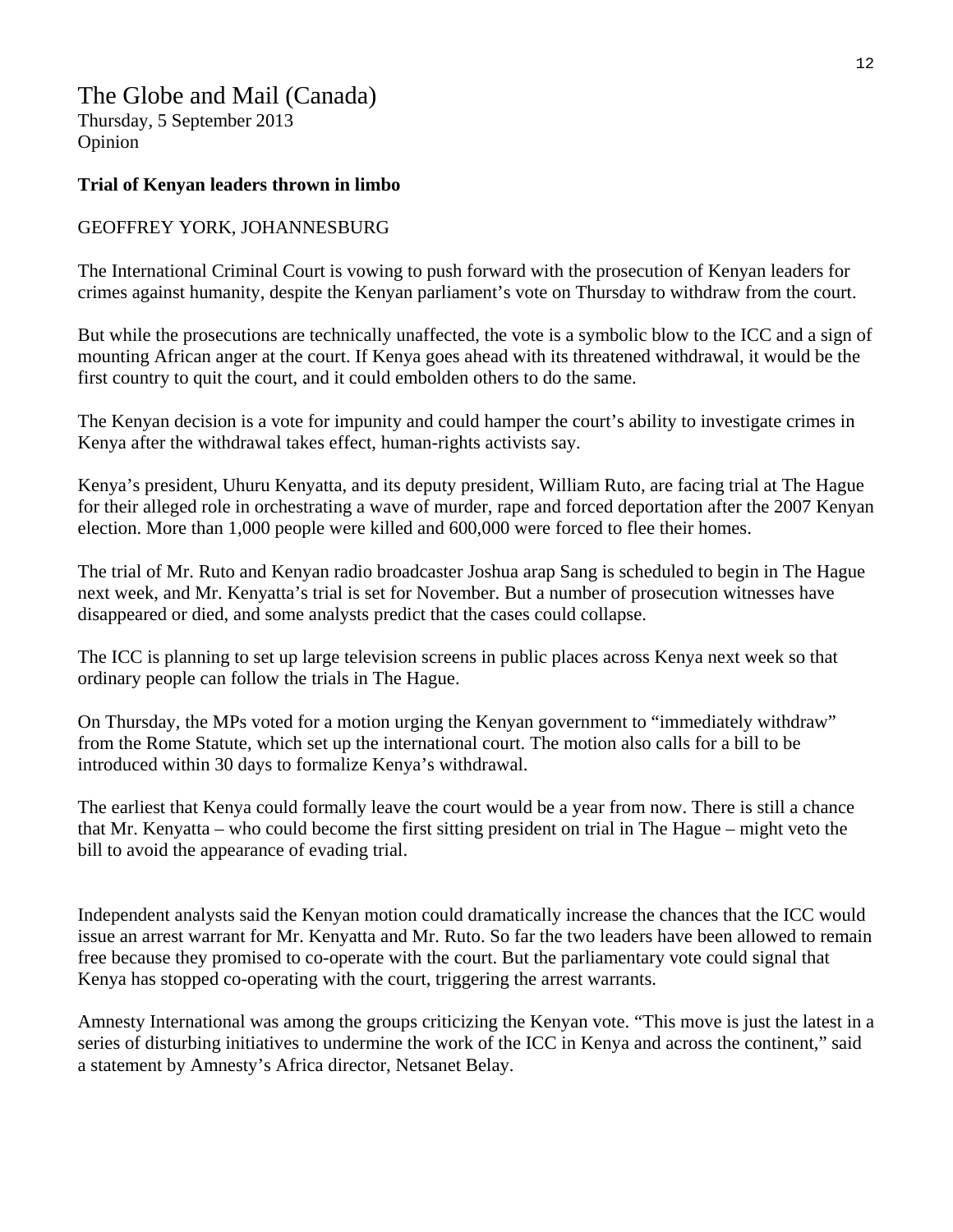# The Globe and Mail (Canada)

Thursday, 5 September 2013
Opinion

**Trial of Kenyan leaders thrown in limbo**

GEOFFREY YORK, JOHANNESBURG

The International Criminal Court is vowing to push forward with the prosecution of Kenyan leaders for crimes against humanity, despite the Kenyan parliament's vote on Thursday to withdraw from the court.

But while the prosecutions are technically unaffected, the vote is a symbolic blow to the ICC and a sign of mounting African anger at the court. If Kenya goes ahead with its threatened withdrawal, it would be the first country to quit the court, and it could embolden others to do the same.

The Kenyan decision is a vote for impunity and could hamper the court's ability to investigate crimes in Kenya after the withdrawal takes effect, human-rights activists say.

Kenya's president, Uhuru Kenyatta, and its deputy president, William Ruto, are facing trial at The Hague for their alleged role in orchestrating a wave of murder, rape and forced deportation after the 2007 Kenyan election. More than 1,000 people were killed and 600,000 were forced to flee their homes.

The trial of Mr. Ruto and Kenyan radio broadcaster Joshua arap Sang is scheduled to begin in The Hague next week, and Mr. Kenyatta's trial is set for November. But a number of prosecution witnesses have disappeared or died, and some analysts predict that the cases could collapse.

The ICC is planning to set up large television screens in public places across Kenya next week so that ordinary people can follow the trials in The Hague.

On Thursday, the MPs voted for a motion urging the Kenyan government to "immediately withdraw" from the Rome Statute, which set up the international court. The motion also calls for a bill to be introduced within 30 days to formalize Kenya's withdrawal.

The earliest that Kenya could formally leave the court would be a year from now. There is still a chance that Mr. Kenyatta – who could become the first sitting president on trial in The Hague – might veto the bill to avoid the appearance of evading trial.

Independent analysts said the Kenyan motion could dramatically increase the chances that the ICC would issue an arrest warrant for Mr. Kenyatta and Mr. Ruto. So far the two leaders have been allowed to remain free because they promised to co-operate with the court. But the parliamentary vote could signal that Kenya has stopped co-operating with the court, triggering the arrest warrants.

Amnesty International was among the groups criticizing the Kenyan vote. "This move is just the latest in a series of disturbing initiatives to undermine the work of the ICC in Kenya and across the continent," said a statement by Amnesty's Africa director, Netsanet Belay.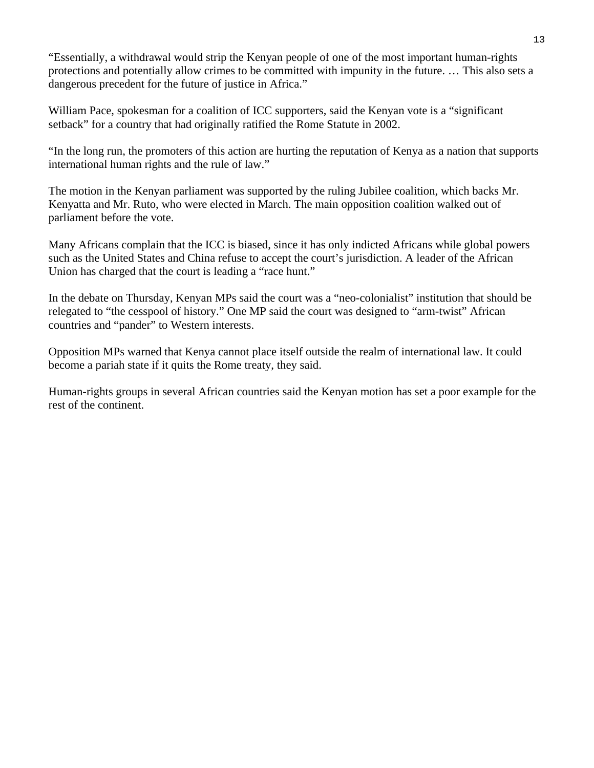"Essentially, a withdrawal would strip the Kenyan people of one of the most important human-rights protections and potentially allow crimes to be committed with impunity in the future. … This also sets a dangerous precedent for the future of justice in Africa."

William Pace, spokesman for a coalition of ICC supporters, said the Kenyan vote is a "significant setback" for a country that had originally ratified the Rome Statute in 2002.

"In the long run, the promoters of this action are hurting the reputation of Kenya as a nation that supports international human rights and the rule of law."

The motion in the Kenyan parliament was supported by the ruling Jubilee coalition, which backs Mr. Kenyatta and Mr. Ruto, who were elected in March. The main opposition coalition walked out of parliament before the vote.

Many Africans complain that the ICC is biased, since it has only indicted Africans while global powers such as the United States and China refuse to accept the court's jurisdiction. A leader of the African Union has charged that the court is leading a "race hunt."

In the debate on Thursday, Kenyan MPs said the court was a "neo-colonialist" institution that should be relegated to "the cesspool of history." One MP said the court was designed to "arm-twist" African countries and "pander" to Western interests.

Opposition MPs warned that Kenya cannot place itself outside the realm of international law. It could become a pariah state if it quits the Rome treaty, they said.

Human-rights groups in several African countries said the Kenyan motion has set a poor example for the rest of the continent.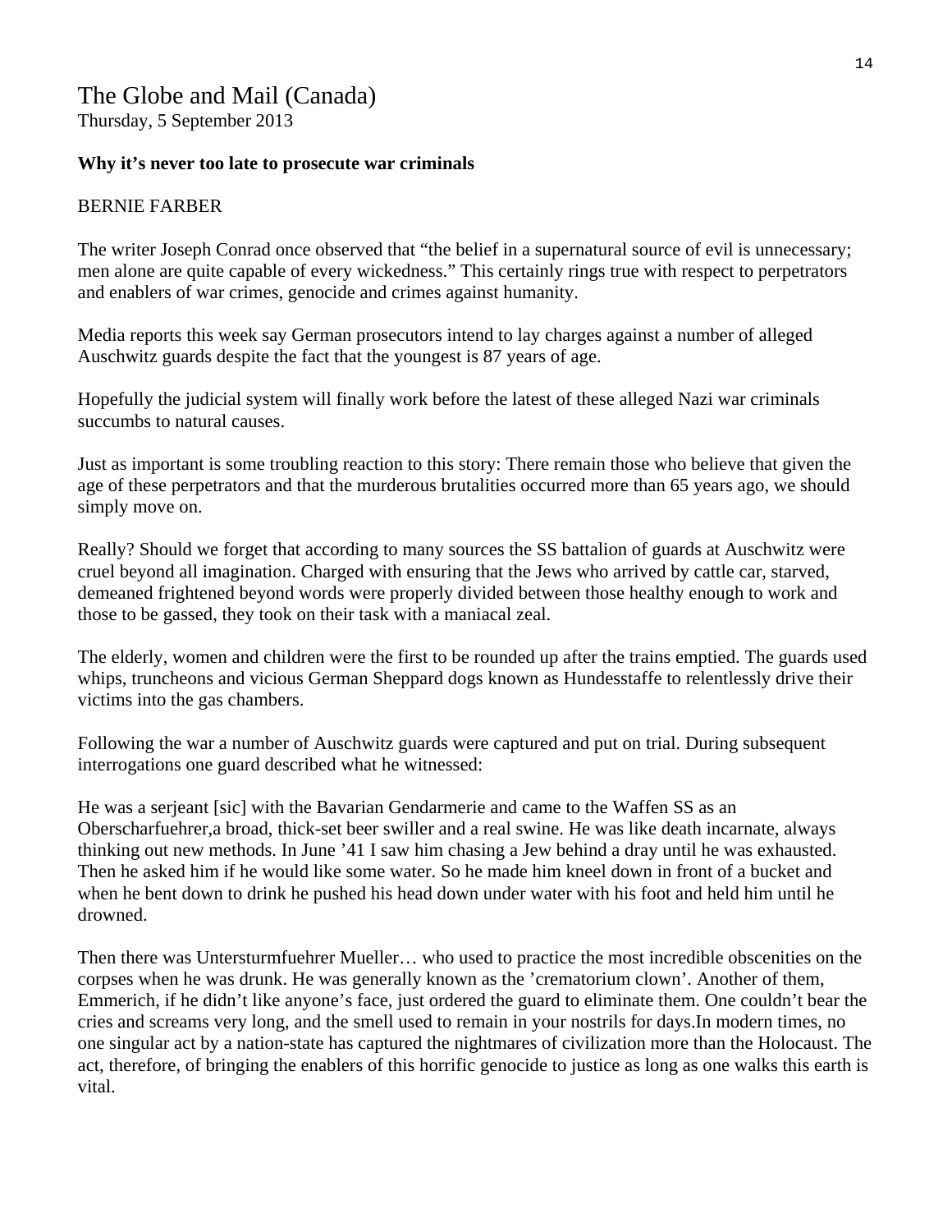# The Globe and Mail (Canada)

Thursday, 5 September 2013

**Why it's never too late to prosecute war criminals**

BERNIE FARBER

The writer Joseph Conrad once observed that "the belief in a supernatural source of evil is unnecessary; men alone are quite capable of every wickedness." This certainly rings true with respect to perpetrators and enablers of war crimes, genocide and crimes against humanity.

Media reports this week say German prosecutors intend to lay charges against a number of alleged Auschwitz guards despite the fact that the youngest is 87 years of age.

Hopefully the judicial system will finally work before the latest of these alleged Nazi war criminals succumbs to natural causes.

Just as important is some troubling reaction to this story: There remain those who believe that given the age of these perpetrators and that the murderous brutalities occurred more than 65 years ago, we should simply move on.

Really? Should we forget that according to many sources the SS battalion of guards at Auschwitz were cruel beyond all imagination. Charged with ensuring that the Jews who arrived by cattle car, starved, demeaned frightened beyond words were properly divided between those healthy enough to work and those to be gassed, they took on their task with a maniacal zeal.

The elderly, women and children were the first to be rounded up after the trains emptied. The guards used whips, truncheons and vicious German Sheppard dogs known as Hundesstaffe to relentlessly drive their victims into the gas chambers.

Following the war a number of Auschwitz guards were captured and put on trial. During subsequent interrogations one guard described what he witnessed:

He was a serjeant [sic] with the Bavarian Gendarmerie and came to the Waffen SS as an Oberscharfuehrer,a broad, thick-set beer swiller and a real swine. He was like death incarnate, always thinking out new methods. In June '41 I saw him chasing a Jew behind a dray until he was exhausted. Then he asked him if he would like some water. So he made him kneel down in front of a bucket and when he bent down to drink he pushed his head down under water with his foot and held him until he drowned.

Then there was Untersturmfuehrer Mueller… who used to practice the most incredible obscenities on the corpses when he was drunk. He was generally known as the 'crematorium clown'. Another of them, Emmerich, if he didn't like anyone's face, just ordered the guard to eliminate them. One couldn't bear the cries and screams very long, and the smell used to remain in your nostrils for days.In modern times, no one singular act by a nation-state has captured the nightmares of civilization more than the Holocaust. The act, therefore, of bringing the enablers of this horrific genocide to justice as long as one walks this earth is vital.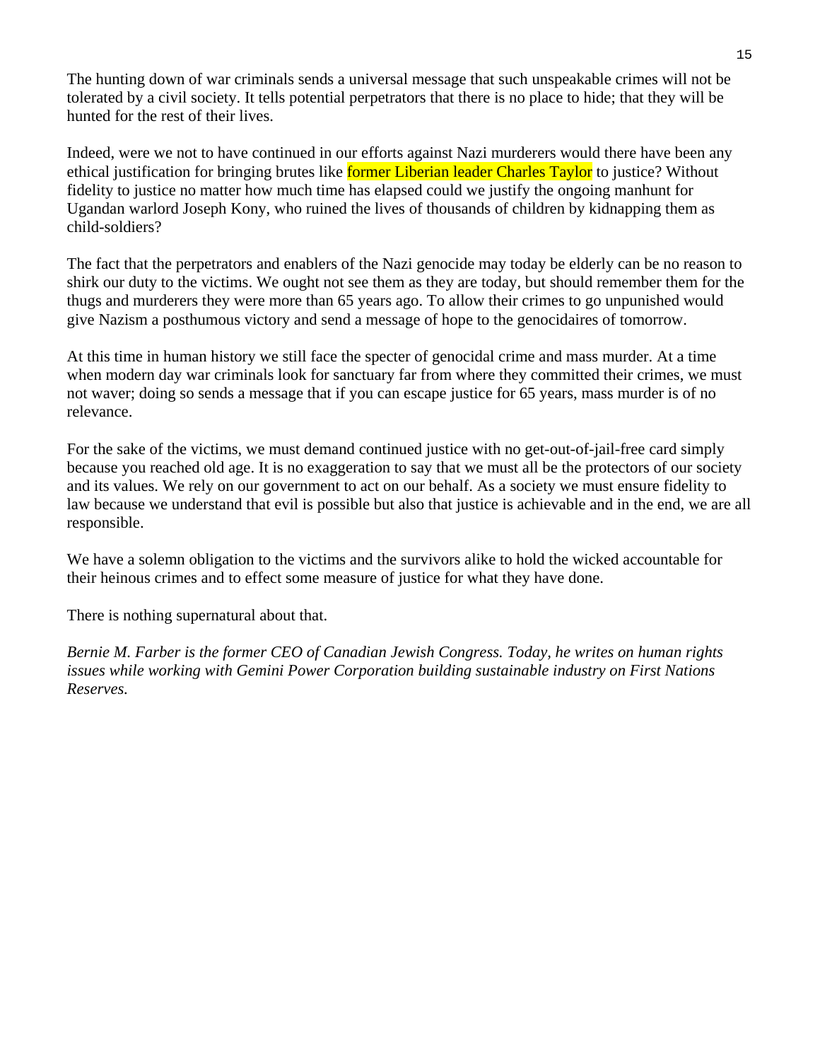The hunting down of war criminals sends a universal message that such unspeakable crimes will not be tolerated by a civil society. It tells potential perpetrators that there is no place to hide; that they will be hunted for the rest of their lives.

Indeed, were we not to have continued in our efforts against Nazi murderers would there have been any ethical justification for bringing brutes like former Liberian leader Charles Taylor to justice? Without fidelity to justice no matter how much time has elapsed could we justify the ongoing manhunt for Ugandan warlord Joseph Kony, who ruined the lives of thousands of children by kidnapping them as child-soldiers?

The fact that the perpetrators and enablers of the Nazi genocide may today be elderly can be no reason to shirk our duty to the victims. We ought not see them as they are today, but should remember them for the thugs and murderers they were more than 65 years ago. To allow their crimes to go unpunished would give Nazism a posthumous victory and send a message of hope to the genocidaires of tomorrow.

At this time in human history we still face the specter of genocidal crime and mass murder. At a time when modern day war criminals look for sanctuary far from where they committed their crimes, we must not waver; doing so sends a message that if you can escape justice for 65 years, mass murder is of no relevance.

For the sake of the victims, we must demand continued justice with no get-out-of-jail-free card simply because you reached old age. It is no exaggeration to say that we must all be the protectors of our society and its values. We rely on our government to act on our behalf. As a society we must ensure fidelity to law because we understand that evil is possible but also that justice is achievable and in the end, we are all responsible.

We have a solemn obligation to the victims and the survivors alike to hold the wicked accountable for their heinous crimes and to effect some measure of justice for what they have done.

There is nothing supernatural about that.

*Bernie M. Farber is the former CEO of Canadian Jewish Congress. Today, he writes on human rights issues while working with Gemini Power Corporation building sustainable industry on First Nations Reserves.*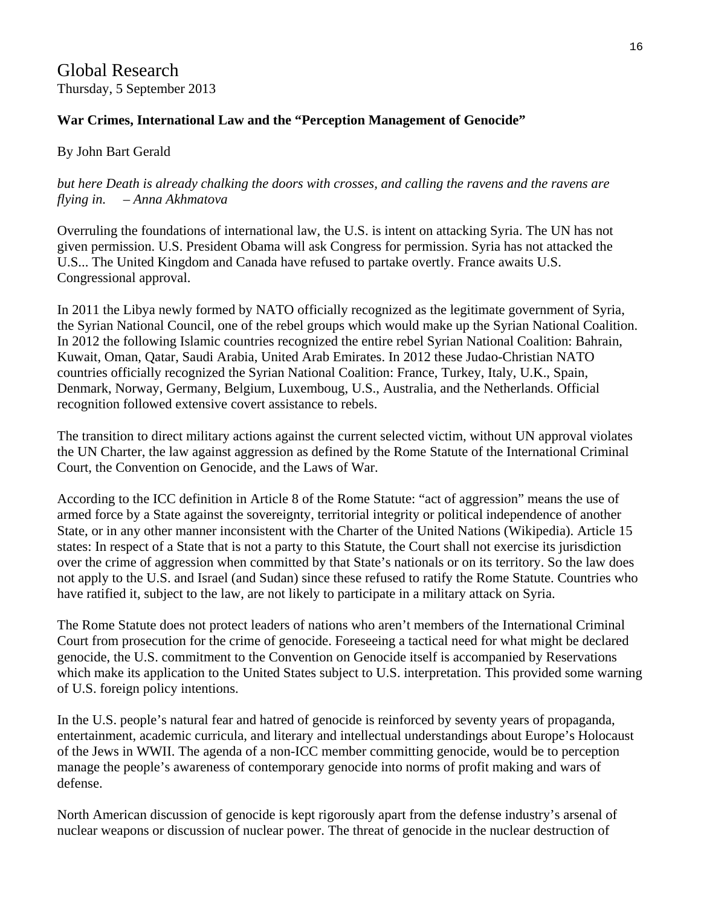Global Research
Thursday, 5 September 2013

**War Crimes, International Law and the "Perception Management of Genocide"**

By John Bart Gerald

*but here Death is already chalking the doors with crosses, and calling the ravens and the ravens are flying in. – Anna Akhmatova*

Overruling the foundations of international law, the U.S. is intent on attacking Syria. The UN has not given permission. U.S. President Obama will ask Congress for permission. Syria has not attacked the U.S... The United Kingdom and Canada have refused to partake overtly. France awaits U.S. Congressional approval.

In 2011 the Libya newly formed by NATO officially recognized as the legitimate government of Syria, the Syrian National Council, one of the rebel groups which would make up the Syrian National Coalition. In 2012 the following Islamic countries recognized the entire rebel Syrian National Coalition: Bahrain, Kuwait, Oman, Qatar, Saudi Arabia, United Arab Emirates. In 2012 these Judao-Christian NATO countries officially recognized the Syrian National Coalition: France, Turkey, Italy, U.K., Spain, Denmark, Norway, Germany, Belgium, Luxemboug, U.S., Australia, and the Netherlands. Official recognition followed extensive covert assistance to rebels.

The transition to direct military actions against the current selected victim, without UN approval violates the UN Charter, the law against aggression as defined by the Rome Statute of the International Criminal Court, the Convention on Genocide, and the Laws of War.

According to the ICC definition in Article 8 of the Rome Statute: "act of aggression" means the use of armed force by a State against the sovereignty, territorial integrity or political independence of another State, or in any other manner inconsistent with the Charter of the United Nations (Wikipedia). Article 15 states: In respect of a State that is not a party to this Statute, the Court shall not exercise its jurisdiction over the crime of aggression when committed by that State's nationals or on its territory. So the law does not apply to the U.S. and Israel (and Sudan) since these refused to ratify the Rome Statute. Countries who have ratified it, subject to the law, are not likely to participate in a military attack on Syria.

The Rome Statute does not protect leaders of nations who aren't members of the International Criminal Court from prosecution for the crime of genocide. Foreseeing a tactical need for what might be declared genocide, the U.S. commitment to the Convention on Genocide itself is accompanied by Reservations which make its application to the United States subject to U.S. interpretation. This provided some warning of U.S. foreign policy intentions.

In the U.S. people's natural fear and hatred of genocide is reinforced by seventy years of propaganda, entertainment, academic curricula, and literary and intellectual understandings about Europe's Holocaust of the Jews in WWII. The agenda of a non-ICC member committing genocide, would be to perception manage the people's awareness of contemporary genocide into norms of profit making and wars of defense.

North American discussion of genocide is kept rigorously apart from the defense industry's arsenal of nuclear weapons or discussion of nuclear power. The threat of genocide in the nuclear destruction of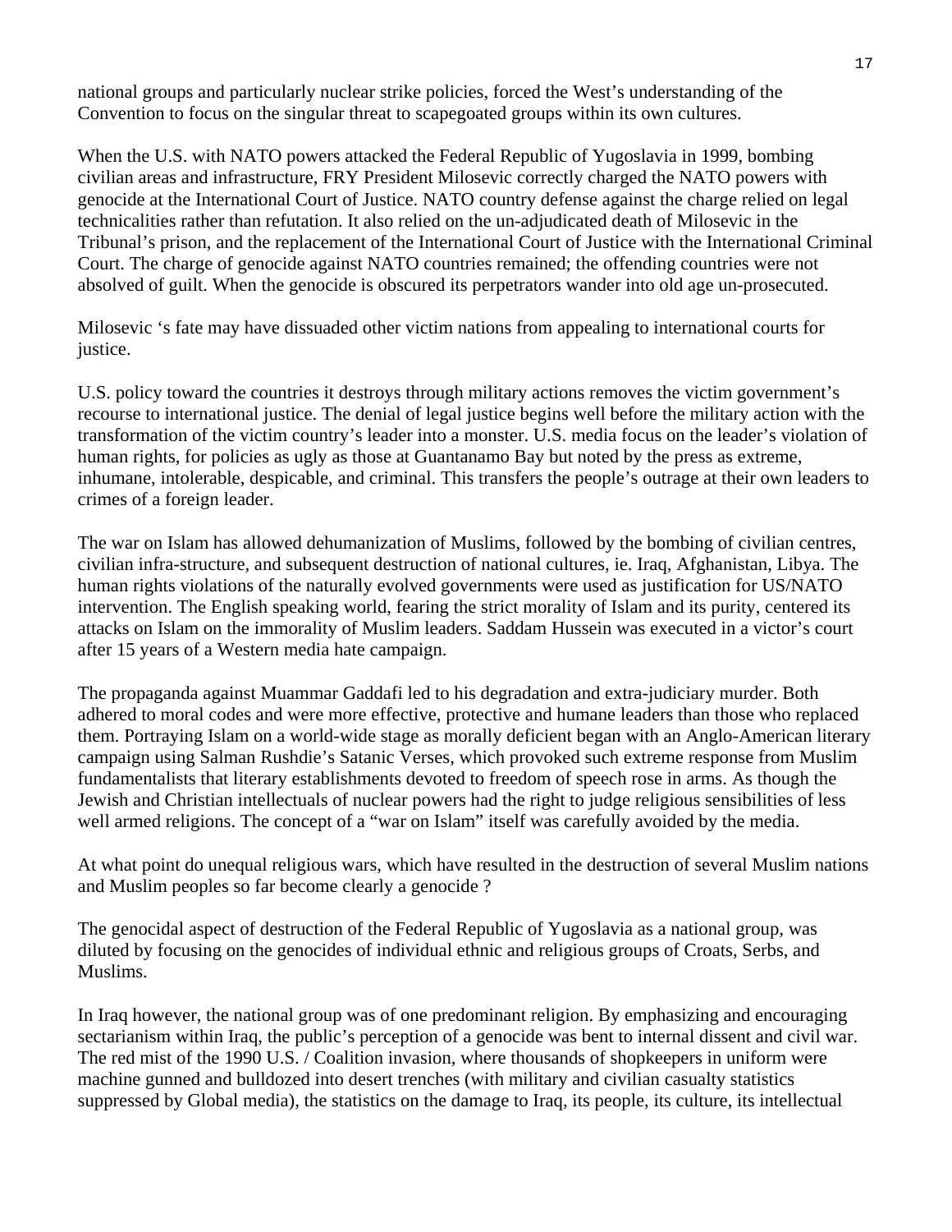national groups and particularly nuclear strike policies, forced the West's understanding of the Convention to focus on the singular threat to scapegoated groups within its own cultures.

When the U.S. with NATO powers attacked the Federal Republic of Yugoslavia in 1999, bombing civilian areas and infrastructure, FRY President Milosevic correctly charged the NATO powers with genocide at the International Court of Justice. NATO country defense against the charge relied on legal technicalities rather than refutation. It also relied on the un-adjudicated death of Milosevic in the Tribunal's prison, and the replacement of the International Court of Justice with the International Criminal Court. The charge of genocide against NATO countries remained; the offending countries were not absolved of guilt. When the genocide is obscured its perpetrators wander into old age un-prosecuted.

Milosevic 's fate may have dissuaded other victim nations from appealing to international courts for justice.

U.S. policy toward the countries it destroys through military actions removes the victim government's recourse to international justice. The denial of legal justice begins well before the military action with the transformation of the victim country's leader into a monster. U.S. media focus on the leader's violation of human rights, for policies as ugly as those at Guantanamo Bay but noted by the press as extreme, inhumane, intolerable, despicable, and criminal. This transfers the people's outrage at their own leaders to crimes of a foreign leader.

The war on Islam has allowed dehumanization of Muslims, followed by the bombing of civilian centres, civilian infra-structure, and subsequent destruction of national cultures, ie. Iraq, Afghanistan, Libya. The human rights violations of the naturally evolved governments were used as justification for US/NATO intervention. The English speaking world, fearing the strict morality of Islam and its purity, centered its attacks on Islam on the immorality of Muslim leaders. Saddam Hussein was executed in a victor's court after 15 years of a Western media hate campaign.

The propaganda against Muammar Gaddafi led to his degradation and extra-judiciary murder. Both adhered to moral codes and were more effective, protective and humane leaders than those who replaced them. Portraying Islam on a world-wide stage as morally deficient began with an Anglo-American literary campaign using Salman Rushdie's Satanic Verses, which provoked such extreme response from Muslim fundamentalists that literary establishments devoted to freedom of speech rose in arms. As though the Jewish and Christian intellectuals of nuclear powers had the right to judge religious sensibilities of less well armed religions. The concept of a "war on Islam" itself was carefully avoided by the media.

At what point do unequal religious wars, which have resulted in the destruction of several Muslim nations and Muslim peoples so far become clearly a genocide ?

The genocidal aspect of destruction of the Federal Republic of Yugoslavia as a national group, was diluted by focusing on the genocides of individual ethnic and religious groups of Croats, Serbs, and Muslims.

In Iraq however, the national group was of one predominant religion. By emphasizing and encouraging sectarianism within Iraq, the public's perception of a genocide was bent to internal dissent and civil war. The red mist of the 1990 U.S. / Coalition invasion, where thousands of shopkeepers in uniform were machine gunned and bulldozed into desert trenches (with military and civilian casualty statistics suppressed by Global media), the statistics on the damage to Iraq, its people, its culture, its intellectual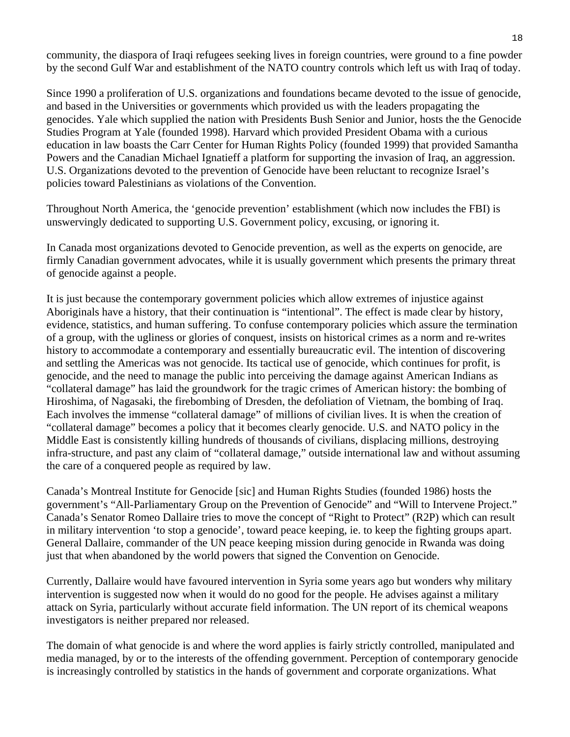community, the diaspora of Iraqi refugees seeking lives in foreign countries, were ground to a fine powder by the second Gulf War and establishment of the NATO country controls which left us with Iraq of today.

Since 1990 a proliferation of U.S. organizations and foundations became devoted to the issue of genocide, and based in the Universities or governments which provided us with the leaders propagating the genocides. Yale which supplied the nation with Presidents Bush Senior and Junior, hosts the the Genocide Studies Program at Yale (founded 1998). Harvard which provided President Obama with a curious education in law boasts the Carr Center for Human Rights Policy (founded 1999) that provided Samantha Powers and the Canadian Michael Ignatieff a platform for supporting the invasion of Iraq, an aggression. U.S. Organizations devoted to the prevention of Genocide have been reluctant to recognize Israel's policies toward Palestinians as violations of the Convention.

Throughout North America, the 'genocide prevention' establishment (which now includes the FBI) is unswervingly dedicated to supporting U.S. Government policy, excusing, or ignoring it.

In Canada most organizations devoted to Genocide prevention, as well as the experts on genocide, are firmly Canadian government advocates, while it is usually government which presents the primary threat of genocide against a people.

It is just because the contemporary government policies which allow extremes of injustice against Aboriginals have a history, that their continuation is "intentional". The effect is made clear by history, evidence, statistics, and human suffering. To confuse contemporary policies which assure the termination of a group, with the ugliness or glories of conquest, insists on historical crimes as a norm and re-writes history to accommodate a contemporary and essentially bureaucratic evil. The intention of discovering and settling the Americas was not genocide. Its tactical use of genocide, which continues for profit, is genocide, and the need to manage the public into perceiving the damage against American Indians as "collateral damage" has laid the groundwork for the tragic crimes of American history: the bombing of Hiroshima, of Nagasaki, the firebombing of Dresden, the defoliation of Vietnam, the bombing of Iraq. Each involves the immense "collateral damage" of millions of civilian lives. It is when the creation of "collateral damage" becomes a policy that it becomes clearly genocide. U.S. and NATO policy in the Middle East is consistently killing hundreds of thousands of civilians, displacing millions, destroying infra-structure, and past any claim of "collateral damage," outside international law and without assuming the care of a conquered people as required by law.

Canada's Montreal Institute for Genocide [sic] and Human Rights Studies (founded 1986) hosts the government's "All-Parliamentary Group on the Prevention of Genocide" and "Will to Intervene Project." Canada's Senator Romeo Dallaire tries to move the concept of "Right to Protect" (R2P) which can result in military intervention 'to stop a genocide', toward peace keeping, ie. to keep the fighting groups apart. General Dallaire, commander of the UN peace keeping mission during genocide in Rwanda was doing just that when abandoned by the world powers that signed the Convention on Genocide.

Currently, Dallaire would have favoured intervention in Syria some years ago but wonders why military intervention is suggested now when it would do no good for the people. He advises against a military attack on Syria, particularly without accurate field information. The UN report of its chemical weapons investigators is neither prepared nor released.

The domain of what genocide is and where the word applies is fairly strictly controlled, manipulated and media managed, by or to the interests of the offending government. Perception of contemporary genocide is increasingly controlled by statistics in the hands of government and corporate organizations. What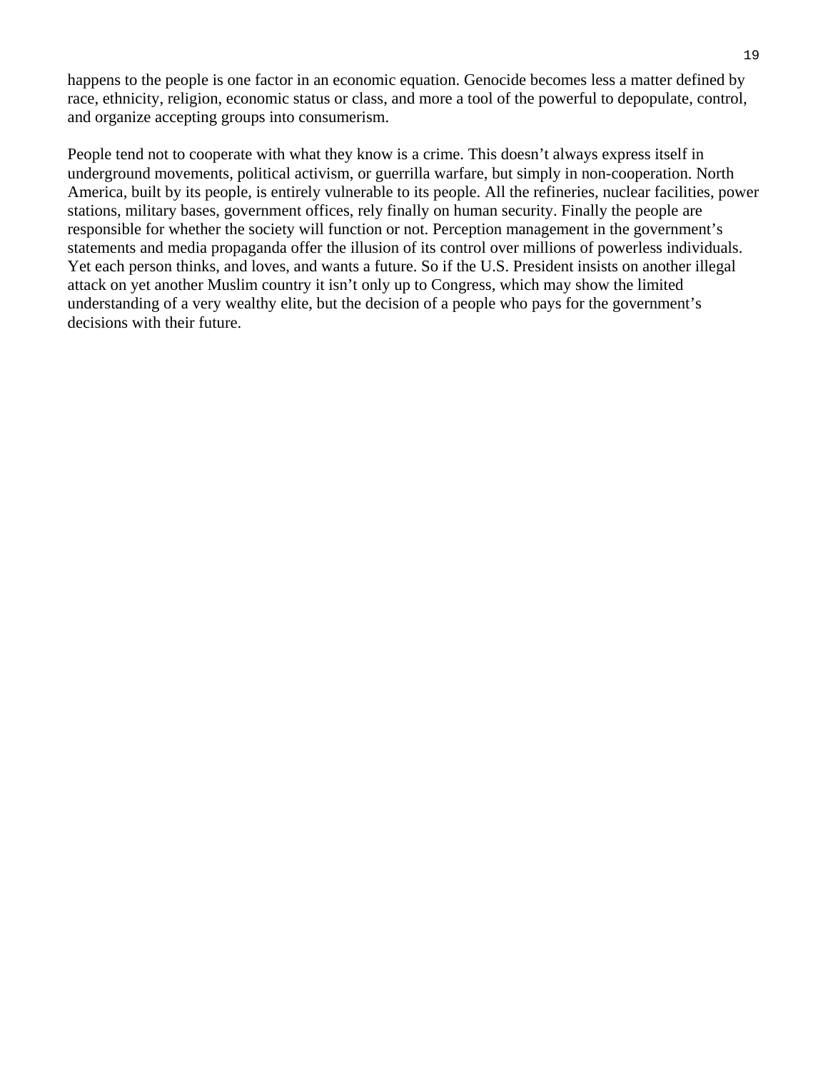happens to the people is one factor in an economic equation. Genocide becomes less a matter defined by race, ethnicity, religion, economic status or class, and more a tool of the powerful to depopulate, control, and organize accepting groups into consumerism.

People tend not to cooperate with what they know is a crime. This doesn't always express itself in underground movements, political activism, or guerrilla warfare, but simply in non-cooperation. North America, built by its people, is entirely vulnerable to its people. All the refineries, nuclear facilities, power stations, military bases, government offices, rely finally on human security. Finally the people are responsible for whether the society will function or not. Perception management in the government's statements and media propaganda offer the illusion of its control over millions of powerless individuals. Yet each person thinks, and loves, and wants a future. So if the U.S. President insists on another illegal attack on yet another Muslim country it isn't only up to Congress, which may show the limited understanding of a very wealthy elite, but the decision of a people who pays for the government's decisions with their future.